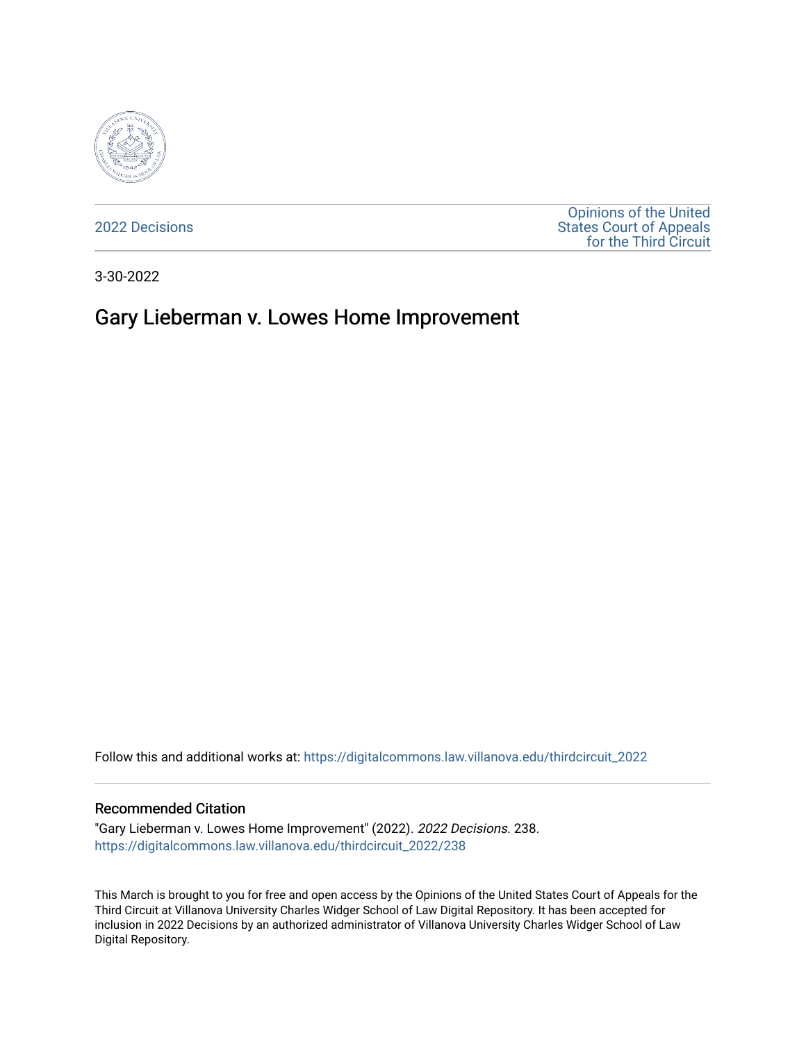2022 Decisions

Opinions of the United States Court of Appeals for the Third Circuit

3-30-2022

# Gary Lieberman v. Lowes Home Improvement

Follow this and additional works at: https://digitalcommons.law.villanova.edu/thirdcircuit_2022

## Recommended Citation

"Gary Lieberman v. Lowes Home Improvement" (2022). *2022 Decisions*. 238.
https://digitalcommons.law.villanova.edu/thirdcircuit_2022/238

This March is brought to you for free and open access by the Opinions of the United States Court of Appeals for the Third Circuit at Villanova University Charles Widger School of Law Digital Repository. It has been accepted for inclusion in 2022 Decisions by an authorized administrator of Villanova University Charles Widger School of Law Digital Repository.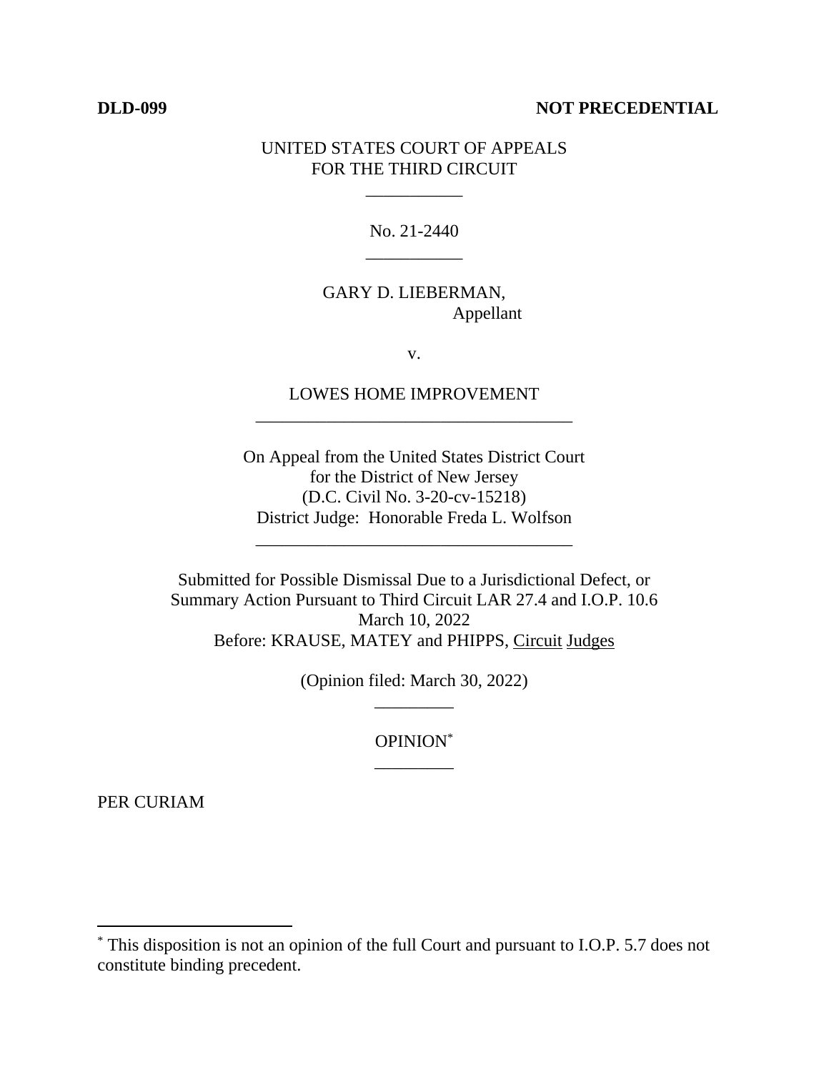**DLD-099** **NOT PRECEDENTIAL**

UNITED STATES COURT OF APPEALS
FOR THE THIRD CIRCUIT

___________

No. 21-2440

___________

GARY D. LIEBERMAN,
Appellant

v.

LOWES HOME IMPROVEMENT

____________________________________

On Appeal from the United States District Court
for the District of New Jersey
(D.C. Civil No. 3-20-cv-15218)
District Judge: Honorable Freda L. Wolfson

____________________________________

Submitted for Possible Dismissal Due to a Jurisdictional Defect, or
Summary Action Pursuant to Third Circuit LAR 27.4 and I.O.P. 10.6
March 10, 2022
Before: KRAUSE, MATEY and PHIPPS, Circuit Judges

(Opinion filed: March 30, 2022)

_________

OPINION*

_________

PER CURIAM

---

\* This disposition is not an opinion of the full Court and pursuant to I.O.P. 5.7 does not constitute binding precedent.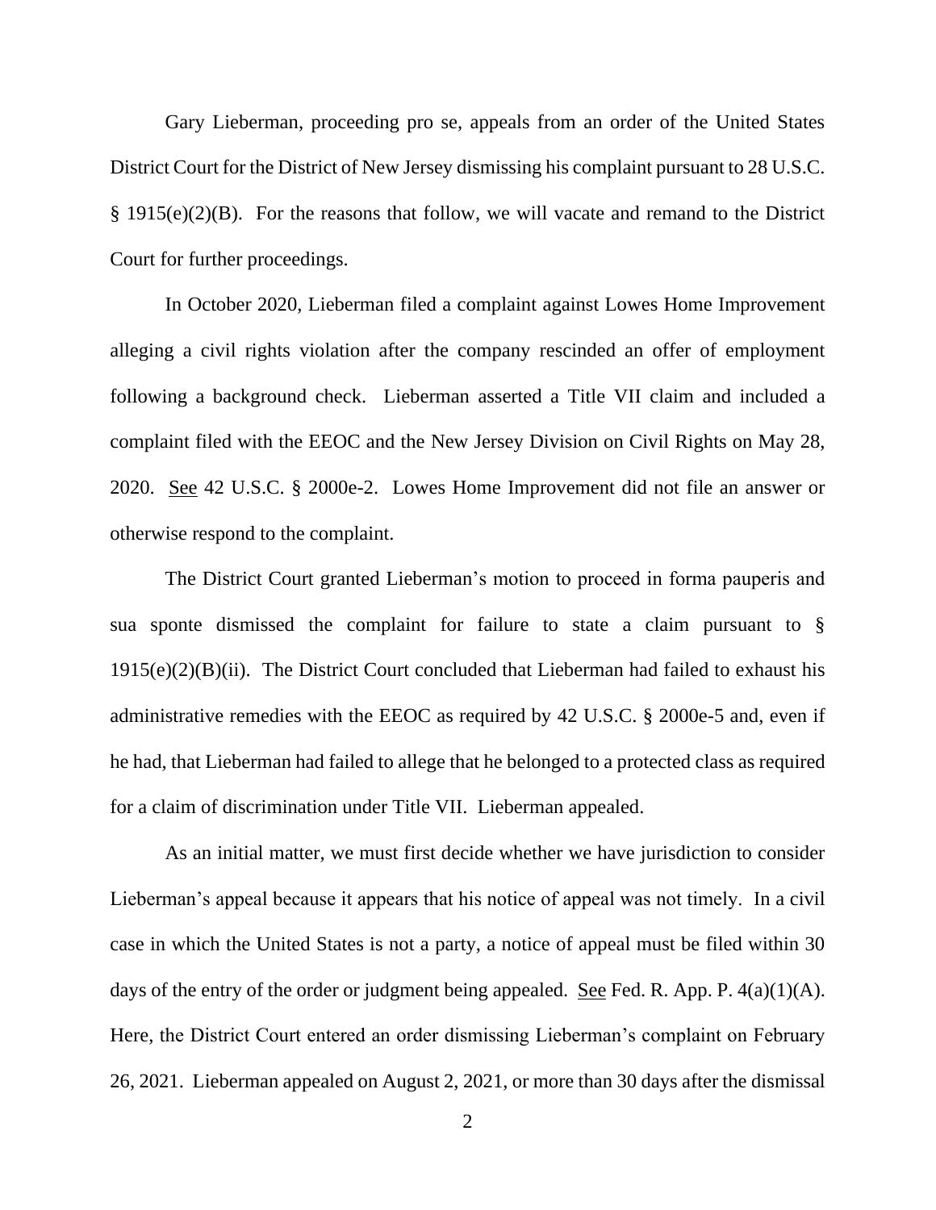Gary Lieberman, proceeding pro se, appeals from an order of the United States District Court for the District of New Jersey dismissing his complaint pursuant to 28 U.S.C. § 1915(e)(2)(B). For the reasons that follow, we will vacate and remand to the District Court for further proceedings.

In October 2020, Lieberman filed a complaint against Lowes Home Improvement alleging a civil rights violation after the company rescinded an offer of employment following a background check. Lieberman asserted a Title VII claim and included a complaint filed with the EEOC and the New Jersey Division on Civil Rights on May 28, 2020. See 42 U.S.C. § 2000e-2. Lowes Home Improvement did not file an answer or otherwise respond to the complaint.

The District Court granted Lieberman's motion to proceed in forma pauperis and sua sponte dismissed the complaint for failure to state a claim pursuant to § 1915(e)(2)(B)(ii). The District Court concluded that Lieberman had failed to exhaust his administrative remedies with the EEOC as required by 42 U.S.C. § 2000e-5 and, even if he had, that Lieberman had failed to allege that he belonged to a protected class as required for a claim of discrimination under Title VII. Lieberman appealed.

As an initial matter, we must first decide whether we have jurisdiction to consider Lieberman's appeal because it appears that his notice of appeal was not timely. In a civil case in which the United States is not a party, a notice of appeal must be filed within 30 days of the entry of the order or judgment being appealed. See Fed. R. App. P. 4(a)(1)(A). Here, the District Court entered an order dismissing Lieberman's complaint on February 26, 2021. Lieberman appealed on August 2, 2021, or more than 30 days after the dismissal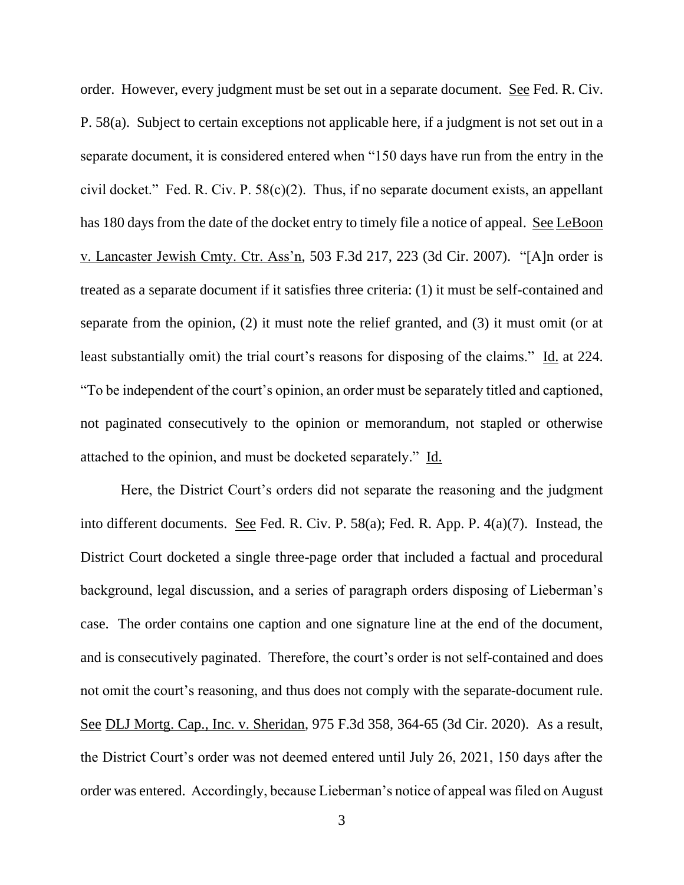order. However, every judgment must be set out in a separate document. See Fed. R. Civ. P. 58(a). Subject to certain exceptions not applicable here, if a judgment is not set out in a separate document, it is considered entered when "150 days have run from the entry in the civil docket." Fed. R. Civ. P. 58(c)(2). Thus, if no separate document exists, an appellant has 180 days from the date of the docket entry to timely file a notice of appeal. See LeBoon v. Lancaster Jewish Cmty. Ctr. Ass'n, 503 F.3d 217, 223 (3d Cir. 2007). "[A]n order is treated as a separate document if it satisfies three criteria: (1) it must be self-contained and separate from the opinion, (2) it must note the relief granted, and (3) it must omit (or at least substantially omit) the trial court's reasons for disposing of the claims." Id. at 224. "To be independent of the court's opinion, an order must be separately titled and captioned, not paginated consecutively to the opinion or memorandum, not stapled or otherwise attached to the opinion, and must be docketed separately." Id.

Here, the District Court's orders did not separate the reasoning and the judgment into different documents. See Fed. R. Civ. P. 58(a); Fed. R. App. P. 4(a)(7). Instead, the District Court docketed a single three-page order that included a factual and procedural background, legal discussion, and a series of paragraph orders disposing of Lieberman's case. The order contains one caption and one signature line at the end of the document, and is consecutively paginated. Therefore, the court's order is not self-contained and does not omit the court's reasoning, and thus does not comply with the separate-document rule. See DLJ Mortg. Cap., Inc. v. Sheridan, 975 F.3d 358, 364-65 (3d Cir. 2020). As a result, the District Court's order was not deemed entered until July 26, 2021, 150 days after the order was entered. Accordingly, because Lieberman's notice of appeal was filed on August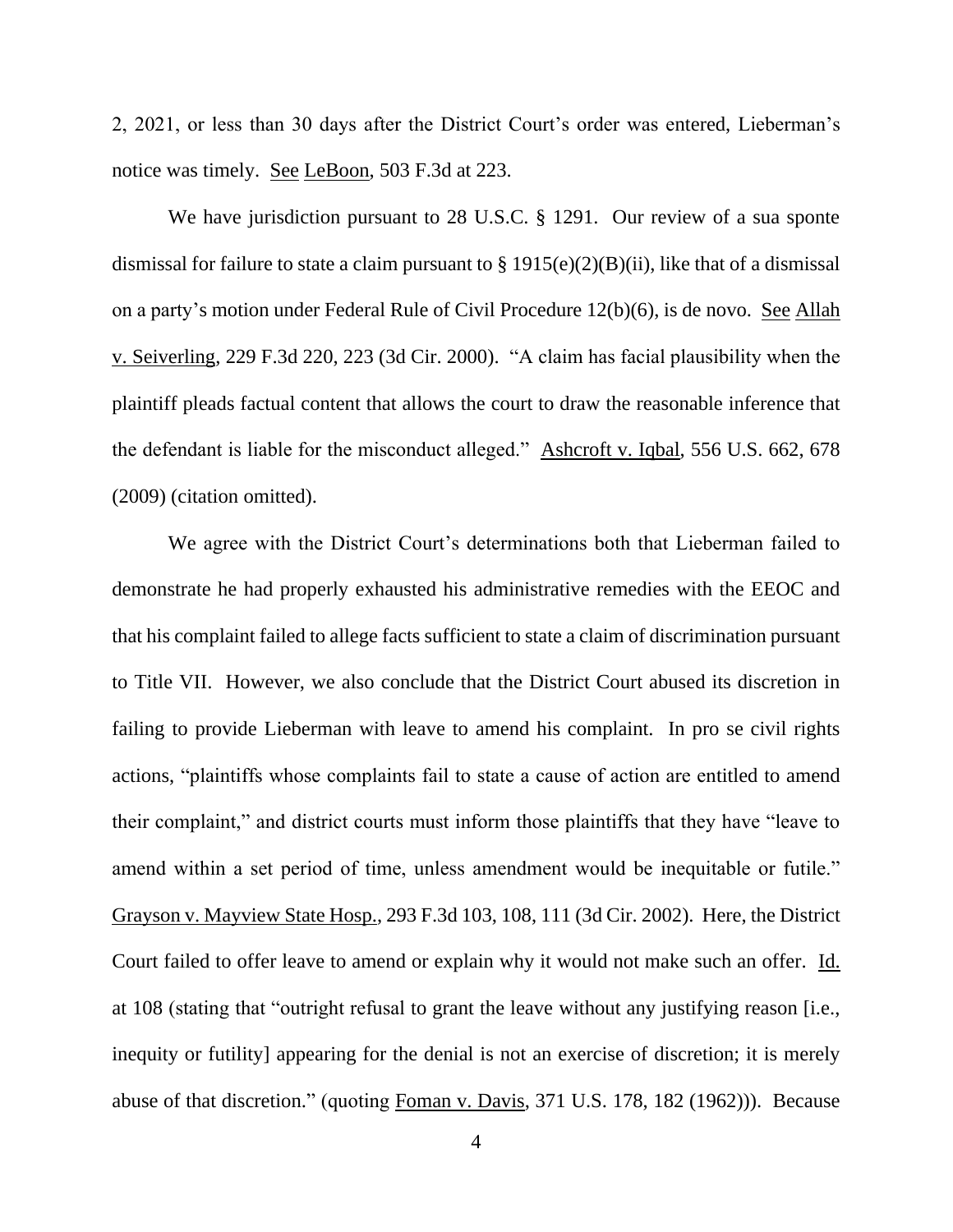2, 2021, or less than 30 days after the District Court's order was entered, Lieberman's notice was timely. See LeBoon, 503 F.3d at 223.

We have jurisdiction pursuant to 28 U.S.C. § 1291. Our review of a sua sponte dismissal for failure to state a claim pursuant to § 1915(e)(2)(B)(ii), like that of a dismissal on a party's motion under Federal Rule of Civil Procedure 12(b)(6), is de novo. See Allah v. Seiverling, 229 F.3d 220, 223 (3d Cir. 2000). "A claim has facial plausibility when the plaintiff pleads factual content that allows the court to draw the reasonable inference that the defendant is liable for the misconduct alleged." Ashcroft v. Iqbal, 556 U.S. 662, 678 (2009) (citation omitted).

We agree with the District Court's determinations both that Lieberman failed to demonstrate he had properly exhausted his administrative remedies with the EEOC and that his complaint failed to allege facts sufficient to state a claim of discrimination pursuant to Title VII. However, we also conclude that the District Court abused its discretion in failing to provide Lieberman with leave to amend his complaint. In pro se civil rights actions, "plaintiffs whose complaints fail to state a cause of action are entitled to amend their complaint," and district courts must inform those plaintiffs that they have "leave to amend within a set period of time, unless amendment would be inequitable or futile." Grayson v. Mayview State Hosp., 293 F.3d 103, 108, 111 (3d Cir. 2002). Here, the District Court failed to offer leave to amend or explain why it would not make such an offer. Id. at 108 (stating that "outright refusal to grant the leave without any justifying reason [i.e., inequity or futility] appearing for the denial is not an exercise of discretion; it is merely abuse of that discretion." (quoting Foman v. Davis, 371 U.S. 178, 182 (1962))). Because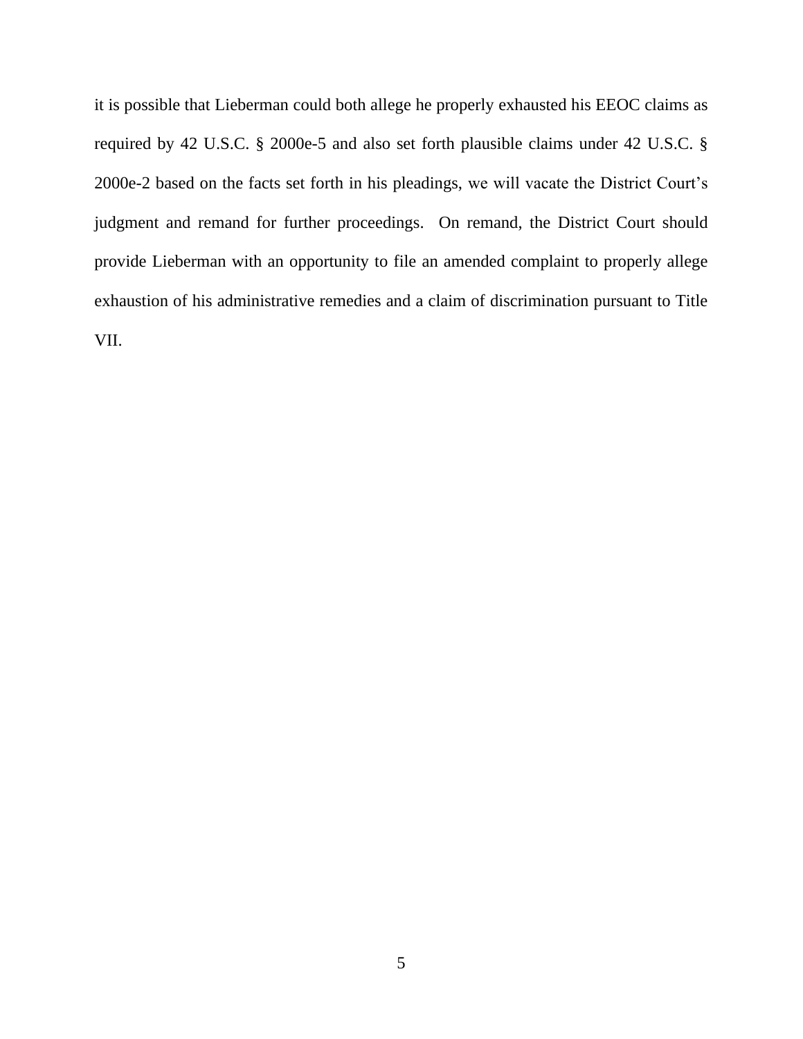it is possible that Lieberman could both allege he properly exhausted his EEOC claims as required by 42 U.S.C. § 2000e-5 and also set forth plausible claims under 42 U.S.C. § 2000e-2 based on the facts set forth in his pleadings, we will vacate the District Court's judgment and remand for further proceedings. On remand, the District Court should provide Lieberman with an opportunity to file an amended complaint to properly allege exhaustion of his administrative remedies and a claim of discrimination pursuant to Title VII.